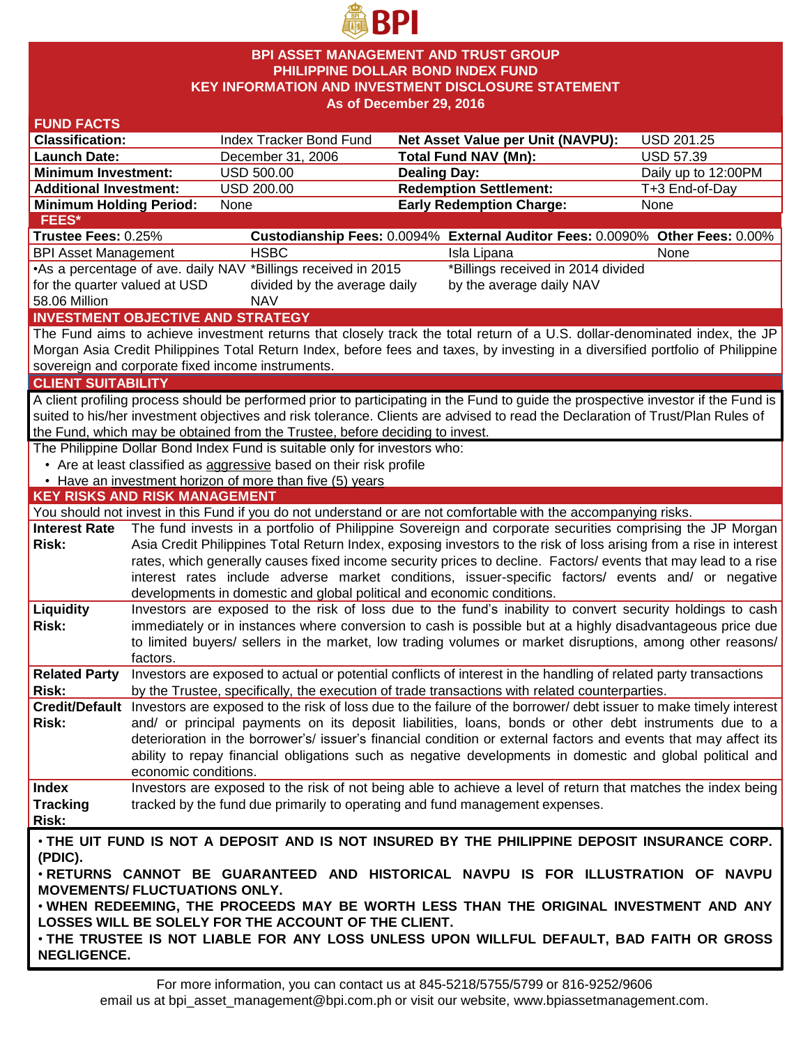# BPI ASSET MANAGEMENT AND TRUST GROUP
# PHILIPPINE DOLLAR BOND INDEX FUND
# KEY INFORMATION AND INVESTMENT DISCLOSURE STATEMENT
## As of December 29, 2016

## FUND FACTS

| | | | |
|---|---|---|---|
| **Classification:** | Index Tracker Bond Fund | **Net Asset Value per Unit (NAVPU):** | USD 201.25 |
| **Launch Date:** | December 31, 2006 | **Total Fund NAV (Mn):** | USD 57.39 |
| **Minimum Investment:** | USD 500.00 | **Dealing Day:** | Daily up to 12:00PM |
| **Additional Investment:** | USD 200.00 | **Redemption Settlement:** | T+3 End-of-Day |
| **Minimum Holding Period:** | None | **Early Redemption Charge:** | None |

## FEES*

| **Trustee Fees:** 0.25% | **Custodianship Fees:** 0.0094% | **External Auditor Fees:** 0.0090% | **Other Fees:** 0.00% |
|---|---|---|---|
| BPI Asset Management | HSBC | Isla Lipana | None |
| •As a percentage of ave. daily NAV for the quarter valued at USD 58.06 Million | *Billings received in 2015 divided by the average daily NAV | *Billings received in 2014 divided by the average daily NAV | |

## INVESTMENT OBJECTIVE AND STRATEGY

The Fund aims to achieve investment returns that closely track the total return of a U.S. dollar-denominated index, the JP Morgan Asia Credit Philippines Total Return Index, before fees and taxes, by investing in a diversified portfolio of Philippine sovereign and corporate fixed income instruments.

## CLIENT SUITABILITY

A client profiling process should be performed prior to participating in the Fund to guide the prospective investor if the Fund is suited to his/her investment objectives and risk tolerance. Clients are advised to read the Declaration of Trust/Plan Rules of the Fund, which may be obtained from the Trustee, before deciding to invest.

The Philippine Dollar Bond Index Fund is suitable only for investors who:

- Are at least classified as aggressive based on their risk profile
- Have an investment horizon of more than five (5) years

## KEY RISKS AND RISK MANAGEMENT

You should not invest in this Fund if you do not understand or are not comfortable with the accompanying risks.

| | |
|---|---|
| **Interest Rate Risk:** | The fund invests in a portfolio of Philippine Sovereign and corporate securities comprising the JP Morgan Asia Credit Philippines Total Return Index, exposing investors to the risk of loss arising from a rise in interest rates, which generally causes fixed income security prices to decline. Factors/ events that may lead to a rise interest rates include adverse market conditions, issuer-specific factors/ events and/ or negative developments in domestic and global political and economic conditions. |
| **Liquidity Risk:** | Investors are exposed to the risk of loss due to the fund's inability to convert security holdings to cash immediately or in instances where conversion to cash is possible but at a highly disadvantageous price due to limited buyers/ sellers in the market, low trading volumes or market disruptions, among other reasons/ factors. |
| **Related Party Risk:** | Investors are exposed to actual or potential conflicts of interest in the handling of related party transactions by the Trustee, specifically, the execution of trade transactions with related counterparties. |
| **Credit/Default Risk:** | Investors are exposed to the risk of loss due to the failure of the borrower/ debt issuer to make timely interest and/ or principal payments on its deposit liabilities, loans, bonds or other debt instruments due to a deterioration in the borrower's/ issuer's financial condition or external factors and events that may affect its ability to repay financial obligations such as negative developments in domestic and global political and economic conditions. |
| **Index Tracking Risk:** | Investors are exposed to the risk of not being able to achieve a level of return that matches the index being tracked by the fund due primarily to operating and fund management expenses. |

**• THE UIT FUND IS NOT A DEPOSIT AND IS NOT INSURED BY THE PHILIPPINE DEPOSIT INSURANCE CORP. (PDIC).**

**• RETURNS CANNOT BE GUARANTEED AND HISTORICAL NAVPU IS FOR ILLUSTRATION OF NAVPU MOVEMENTS/ FLUCTUATIONS ONLY.**

**• WHEN REDEEMING, THE PROCEEDS MAY BE WORTH LESS THAN THE ORIGINAL INVESTMENT AND ANY LOSSES WILL BE SOLELY FOR THE ACCOUNT OF THE CLIENT.**

**• THE TRUSTEE IS NOT LIABLE FOR ANY LOSS UNLESS UPON WILLFUL DEFAULT, BAD FAITH OR GROSS NEGLIGENCE.**

For more information, you can contact us at 845-5218/5755/5799 or 816-9252/9606 email us at bpi_asset_management@bpi.com.ph or visit our website, www.bpiassetmanagement.com.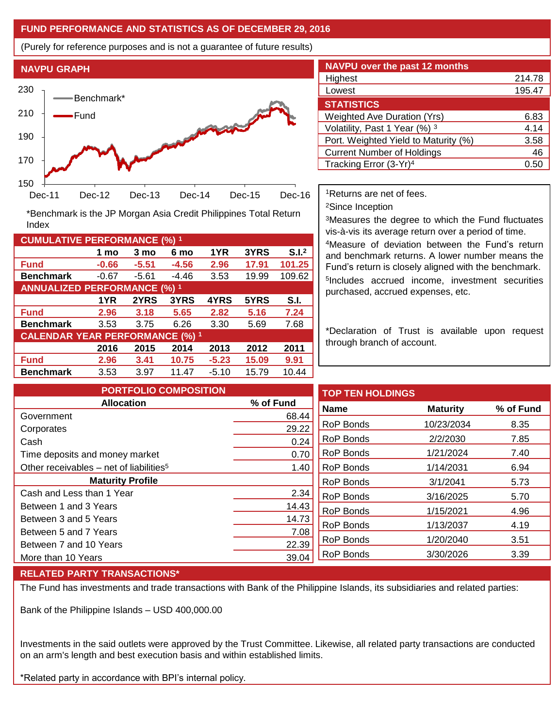## FUND PERFORMANCE AND STATISTICS AS OF DECEMBER 29, 2016

(Purely for reference purposes and is not a guarantee of future results)

### NAVPU GRAPH

*Benchmark is the JP Morgan Asia Credit Philippines Total Return Index

### NAVPU over the past 12 months

| | |
|---|---|
| Highest | 214.78 |
| Lowest | 195.47 |

### STATISTICS

| | |
|---|---|
| Weighted Ave Duration (Yrs) | 6.83 |
| Volatility, Past 1 Year (%) [3] | 4.14 |
| Port. Weighted Yield to Maturity (%) | 3.58 |
| Current Number of Holdings | 46 |
| Tracking Error (3-Yr)[4] | 0.50 |

[1]Returns are net of fees.

[2]Since Inception

[3]Measures the degree to which the Fund fluctuates vis-à-vis its average return over a period of time.

[4]Measure of deviation between the Fund's return and benchmark returns. A lower number means the Fund's return is closely aligned with the benchmark.

[5]Includes accrued income, investment securities purchased, accrued expenses, etc.

*Declaration of Trust is available upon request through branch of account.

### CUMULATIVE PERFORMANCE (%) [1]

| | 1 mo | 3 mo | 6 mo | 1YR | 3YRS | S.I.[2] |
|---|---|---|---|---|---|---|
| Fund | -0.66 | -5.51 | -4.56 | 2.96 | 17.91 | 101.25 |
| Benchmark | -0.67 | -5.61 | -4.46 | 3.53 | 19.99 | 109.62 |

### ANNUALIZED PERFORMANCE (%) [1]

| | 1YR | 2YRS | 3YRS | 4YRS | 5YRS | S.I. |
|---|---|---|---|---|---|---|
| Fund | 2.96 | 3.18 | 5.65 | 2.82 | 5.16 | 7.24 |
| Benchmark | 3.53 | 3.75 | 6.26 | 3.30 | 5.69 | 7.68 |

### CALENDAR YEAR PERFORMANCE (%) [1]

| | 2016 | 2015 | 2014 | 2013 | 2012 | 2011 |
|---|---|---|---|---|---|---|
| Fund | 2.96 | 3.41 | 10.75 | -5.23 | 15.09 | 9.91 |
| Benchmark | 3.53 | 3.97 | 11.47 | -5.10 | 15.79 | 10.44 |

### PORTFOLIO COMPOSITION

| Allocation | % of Fund |
|---|---|
| Government | 68.44 |
| Corporates | 29.22 |
| Cash | 0.24 |
| Time deposits and money market | 0.70 |
| Other receivables – net of liabilities[5] | 1.40 |
| **Maturity Profile** | |
| Cash and Less than 1 Year | 2.34 |
| Between 1 and 3 Years | 14.43 |
| Between 3 and 5 Years | 14.73 |
| Between 5 and 7 Years | 7.08 |
| Between 7 and 10 Years | 22.39 |
| More than 10 Years | 39.04 |

### TOP TEN HOLDINGS

| Name | Maturity | % of Fund |
|---|---|---|
| RoP Bonds | 10/23/2034 | 8.35 |
| RoP Bonds | 2/2/2030 | 7.85 |
| RoP Bonds | 1/21/2024 | 7.40 |
| RoP Bonds | 1/14/2031 | 6.94 |
| RoP Bonds | 3/1/2041 | 5.73 |
| RoP Bonds | 3/16/2025 | 5.70 |
| RoP Bonds | 1/15/2021 | 4.96 |
| RoP Bonds | 1/13/2037 | 4.19 |
| RoP Bonds | 1/20/2040 | 3.51 |
| RoP Bonds | 3/30/2026 | 3.39 |

### RELATED PARTY TRANSACTIONS*

The Fund has investments and trade transactions with Bank of the Philippine Islands, its subsidiaries and related parties:

Bank of the Philippine Islands – USD 400,000.00

Investments in the said outlets were approved by the Trust Committee. Likewise, all related party transactions are conducted on an arm's length and best execution basis and within established limits.

*Related party in accordance with BPI's internal policy.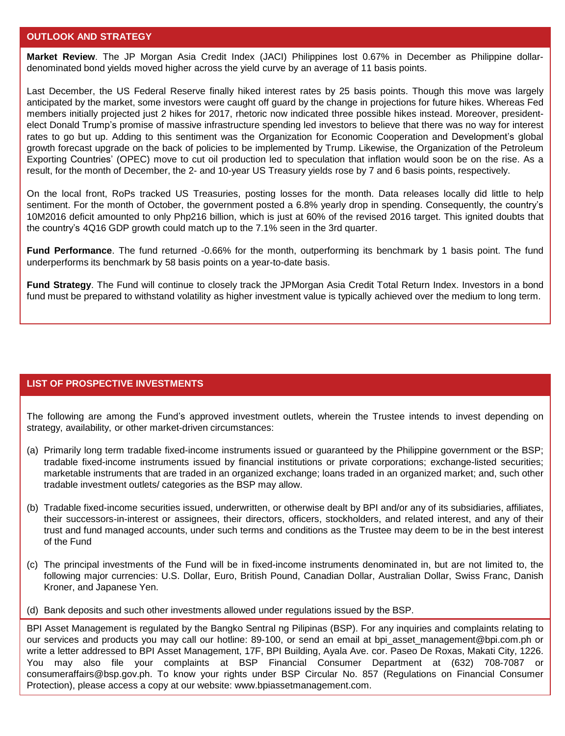## OUTLOOK AND STRATEGY

**Market Review**. The JP Morgan Asia Credit Index (JACI) Philippines lost 0.67% in December as Philippine dollar-denominated bond yields moved higher across the yield curve by an average of 11 basis points.

Last December, the US Federal Reserve finally hiked interest rates by 25 basis points. Though this move was largely anticipated by the market, some investors were caught off guard by the change in projections for future hikes. Whereas Fed members initially projected just 2 hikes for 2017, rhetoric now indicated three possible hikes instead. Moreover, president-elect Donald Trump's promise of massive infrastructure spending led investors to believe that there was no way for interest rates to go but up. Adding to this sentiment was the Organization for Economic Cooperation and Development's global growth forecast upgrade on the back of policies to be implemented by Trump. Likewise, the Organization of the Petroleum Exporting Countries' (OPEC) move to cut oil production led to speculation that inflation would soon be on the rise. As a result, for the month of December, the 2- and 10-year US Treasury yields rose by 7 and 6 basis points, respectively.

On the local front, RoPs tracked US Treasuries, posting losses for the month. Data releases locally did little to help sentiment. For the month of October, the government posted a 6.8% yearly drop in spending. Consequently, the country's 10M2016 deficit amounted to only Php216 billion, which is just at 60% of the revised 2016 target. This ignited doubts that the country's 4Q16 GDP growth could match up to the 7.1% seen in the 3rd quarter.

**Fund Performance**. The fund returned -0.66% for the month, outperforming its benchmark by 1 basis point. The fund underperforms its benchmark by 58 basis points on a year-to-date basis.

**Fund Strategy**. The Fund will continue to closely track the JPMorgan Asia Credit Total Return Index. Investors in a bond fund must be prepared to withstand volatility as higher investment value is typically achieved over the medium to long term.

## LIST OF PROSPECTIVE INVESTMENTS

The following are among the Fund's approved investment outlets, wherein the Trustee intends to invest depending on strategy, availability, or other market-driven circumstances:

(a) Primarily long term tradable fixed-income instruments issued or guaranteed by the Philippine government or the BSP; tradable fixed-income instruments issued by financial institutions or private corporations; exchange-listed securities; marketable instruments that are traded in an organized exchange; loans traded in an organized market; and, such other tradable investment outlets/ categories as the BSP may allow.

(b) Tradable fixed-income securities issued, underwritten, or otherwise dealt by BPI and/or any of its subsidiaries, affiliates, their successors-in-interest or assignees, their directors, officers, stockholders, and related interest, and any of their trust and fund managed accounts, under such terms and conditions as the Trustee may deem to be in the best interest of the Fund

(c) The principal investments of the Fund will be in fixed-income instruments denominated in, but are not limited to, the following major currencies: U.S. Dollar, Euro, British Pound, Canadian Dollar, Australian Dollar, Swiss Franc, Danish Kroner, and Japanese Yen.

(d) Bank deposits and such other investments allowed under regulations issued by the BSP.

BPI Asset Management is regulated by the Bangko Sentral ng Pilipinas (BSP). For any inquiries and complaints relating to our services and products you may call our hotline: 89-100, or send an email at bpi_asset_management@bpi.com.ph or write a letter addressed to BPI Asset Management, 17F, BPI Building, Ayala Ave. cor. Paseo De Roxas, Makati City, 1226. You may also file your complaints at BSP Financial Consumer Department at (632) 708-7087 or consumeraffairs@bsp.gov.ph. To know your rights under BSP Circular No. 857 (Regulations on Financial Consumer Protection), please access a copy at our website: www.bpiassetmanagement.com.